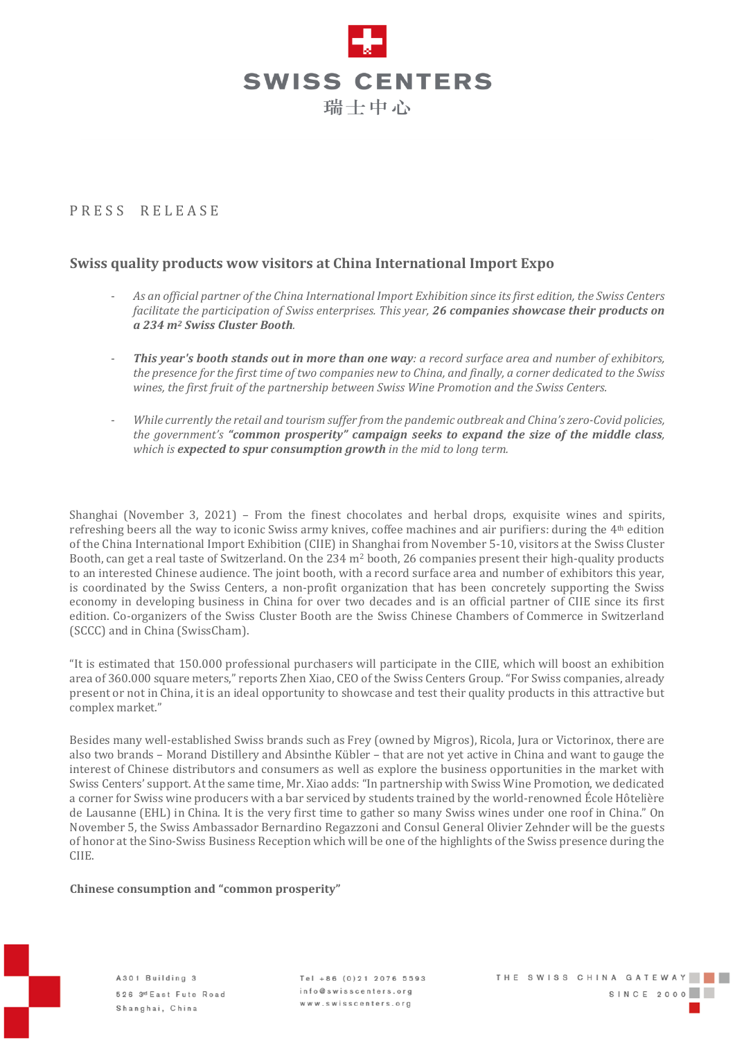SWISS CENTERS
瑞士中心

PRESS RELEASE

## Swiss quality products wow visitors at China International Import Expo

- *As an official partner of the China International Import Exhibition since its first edition, the Swiss Centers facilitate the participation of Swiss enterprises. This year,* ***26 companies showcase their products on a 234 m² Swiss Cluster Booth****.*

- ***This year's booth stands out in more than one way****: a record surface area and number of exhibitors, the presence for the first time of two companies new to China, and finally, a corner dedicated to the Swiss wines, the first fruit of the partnership between Swiss Wine Promotion and the Swiss Centers.*

- *While currently the retail and tourism suffer from the pandemic outbreak and China's zero-Covid policies, the government's* ***"common prosperity" campaign seeks to expand the size of the middle class****, which is* ***expected to spur consumption growth*** *in the mid to long term.*

Shanghai (November 3, 2021) – From the finest chocolates and herbal drops, exquisite wines and spirits, refreshing beers all the way to iconic Swiss army knives, coffee machines and air purifiers: during the 4th edition of the China International Import Exhibition (CIIE) in Shanghai from November 5-10, visitors at the Swiss Cluster Booth, can get a real taste of Switzerland. On the 234 m² booth, 26 companies present their high-quality products to an interested Chinese audience. The joint booth, with a record surface area and number of exhibitors this year, is coordinated by the Swiss Centers, a non-profit organization that has been concretely supporting the Swiss economy in developing business in China for over two decades and is an official partner of CIIE since its first edition. Co-organizers of the Swiss Cluster Booth are the Swiss Chinese Chambers of Commerce in Switzerland (SCCC) and in China (SwissCham).

"It is estimated that 150.000 professional purchasers will participate in the CIIE, which will boost an exhibition area of 360.000 square meters," reports Zhen Xiao, CEO of the Swiss Centers Group. "For Swiss companies, already present or not in China, it is an ideal opportunity to showcase and test their quality products in this attractive but complex market."

Besides many well-established Swiss brands such as Frey (owned by Migros), Ricola, Jura or Victorinox, there are also two brands – Morand Distillery and Absinthe Kübler – that are not yet active in China and want to gauge the interest of Chinese distributors and consumers as well as explore the business opportunities in the market with Swiss Centers' support. At the same time, Mr. Xiao adds: "In partnership with Swiss Wine Promotion, we dedicated a corner for Swiss wine producers with a bar serviced by students trained by the world-renowned École Hôtelière de Lausanne (EHL) in China. It is the very first time to gather so many Swiss wines under one roof in China." On November 5, the Swiss Ambassador Bernardino Regazzoni and Consul General Olivier Zehnder will be the guests of honor at the Sino-Swiss Business Reception which will be one of the highlights of the Swiss presence during the CIIE.

**Chinese consumption and "common prosperity"**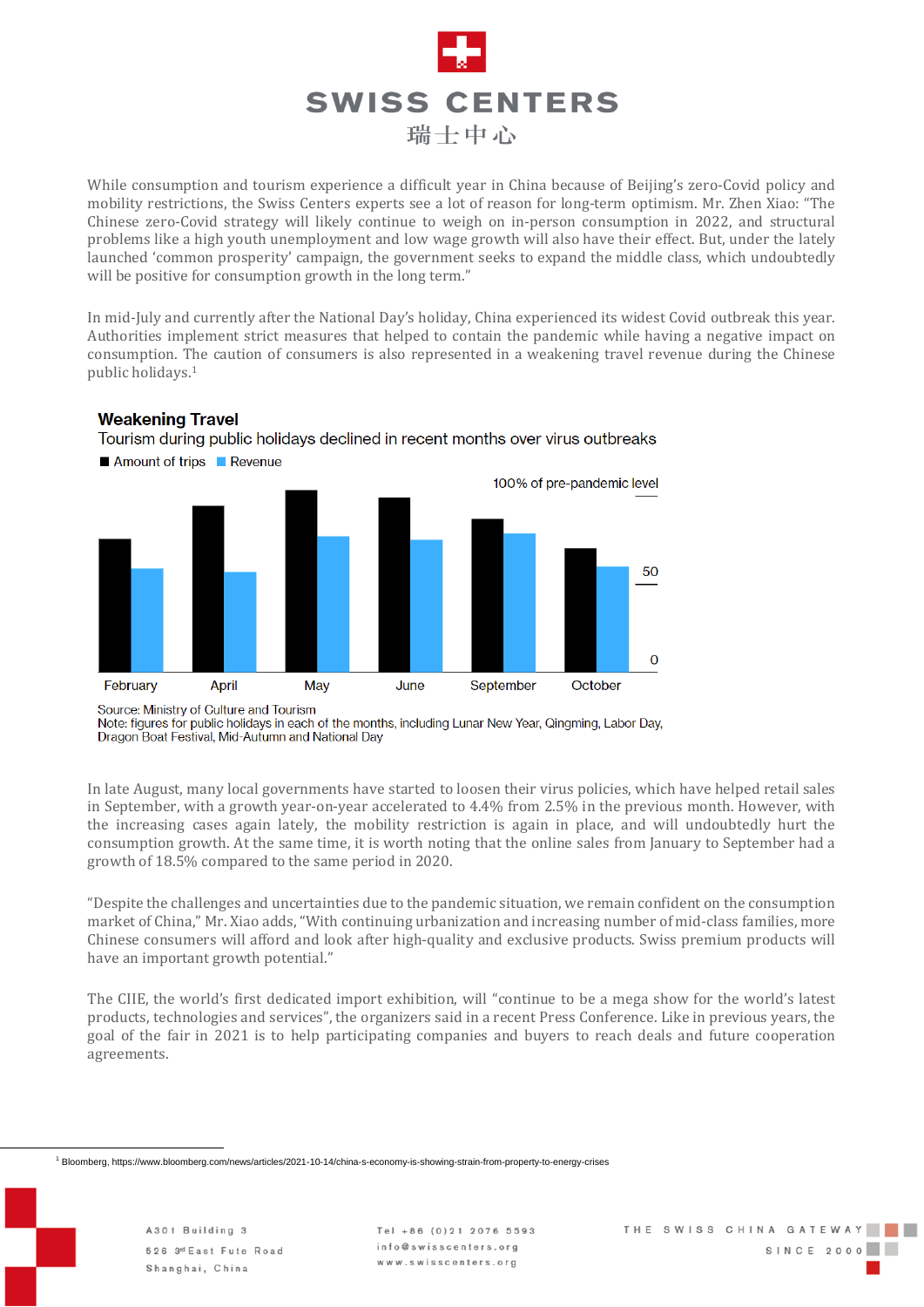While consumption and tourism experience a difficult year in China because of Beijing's zero-Covid policy and mobility restrictions, the Swiss Centers experts see a lot of reason for long-term optimism. Mr. Zhen Xiao: "The Chinese zero-Covid strategy will likely continue to weigh on in-person consumption in 2022, and structural problems like a high youth unemployment and low wage growth will also have their effect. But, under the lately launched 'common prosperity' campaign, the government seeks to expand the middle class, which undoubtedly will be positive for consumption growth in the long term."

In mid-July and currently after the National Day's holiday, China experienced its widest Covid outbreak this year. Authorities implement strict measures that helped to contain the pandemic while having a negative impact on consumption. The caution of consumers is also represented in a weakening travel revenue during the Chinese public holidays.[1]

**Weakening Travel**

Tourism during public holidays declined in recent months over virus outbreaks

■ Amount of trips ■ Revenue

100% of pre-pandemic level

50

0

February April May June September October

Source: Ministry of Culture and Tourism
Note: figures for public holidays in each of the months, including Lunar New Year, Qingming, Labor Day, Dragon Boat Festival, Mid-Autumn and National Day

In late August, many local governments have started to loosen their virus policies, which have helped retail sales in September, with a growth year-on-year accelerated to 4.4% from 2.5% in the previous month. However, with the increasing cases again lately, the mobility restriction is again in place, and will undoubtedly hurt the consumption growth. At the same time, it is worth noting that the online sales from January to September had a growth of 18.5% compared to the same period in 2020.

"Despite the challenges and uncertainties due to the pandemic situation, we remain confident on the consumption market of China," Mr. Xiao adds, "With continuing urbanization and increasing number of mid-class families, more Chinese consumers will afford and look after high-quality and exclusive products. Swiss premium products will have an important growth potential."

The CIIE, the world's first dedicated import exhibition, will "continue to be a mega show for the world's latest products, technologies and services", the organizers said in a recent Press Conference. Like in previous years, the goal of the fair in 2021 is to help participating companies and buyers to reach deals and future cooperation agreements.

[1] Bloomberg, https://www.bloomberg.com/news/articles/2021-10-14/china-s-economy-is-showing-strain-from-property-to-energy-crises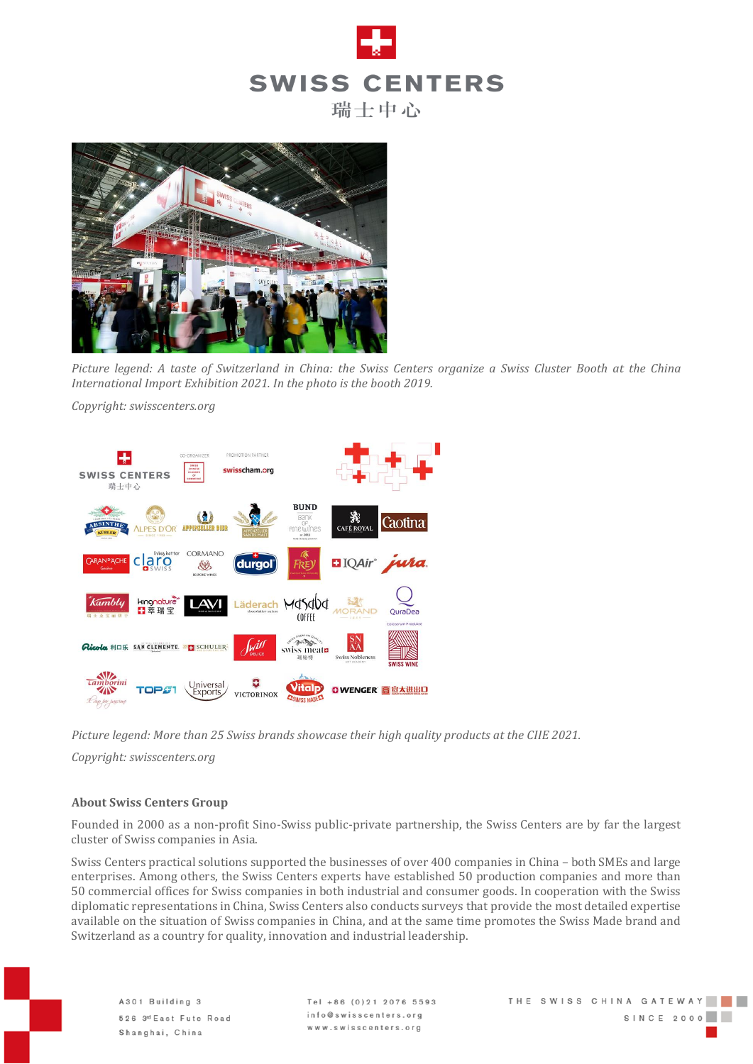*Picture legend: A taste of Switzerland in China: the Swiss Centers organize a Swiss Cluster Booth at the China International Import Exhibition 2021. In the photo is the booth 2019.*

*Copyright: swisscenters.org*

*Picture legend: More than 25 Swiss brands showcase their high quality products at the CIIE 2021.*

*Copyright: swisscenters.org*

### About Swiss Centers Group

Founded in 2000 as a non-profit Sino-Swiss public-private partnership, the Swiss Centers are by far the largest cluster of Swiss companies in Asia.

Swiss Centers practical solutions supported the businesses of over 400 companies in China – both SMEs and large enterprises. Among others, the Swiss Centers experts have established 50 production companies and more than 50 commercial offices for Swiss companies in both industrial and consumer goods. In cooperation with the Swiss diplomatic representations in China, Swiss Centers also conducts surveys that provide the most detailed expertise available on the situation of Swiss companies in China, and at the same time promotes the Swiss Made brand and Switzerland as a country for quality, innovation and industrial leadership.

A301 Building 3
526 3rd East Fute Road
Shanghai, China

Tel +86 (0)21 2076 5593
info@swisscenters.org
www.swisscenters.org

THE SWISS CHINA GATEWAY
SINCE 2000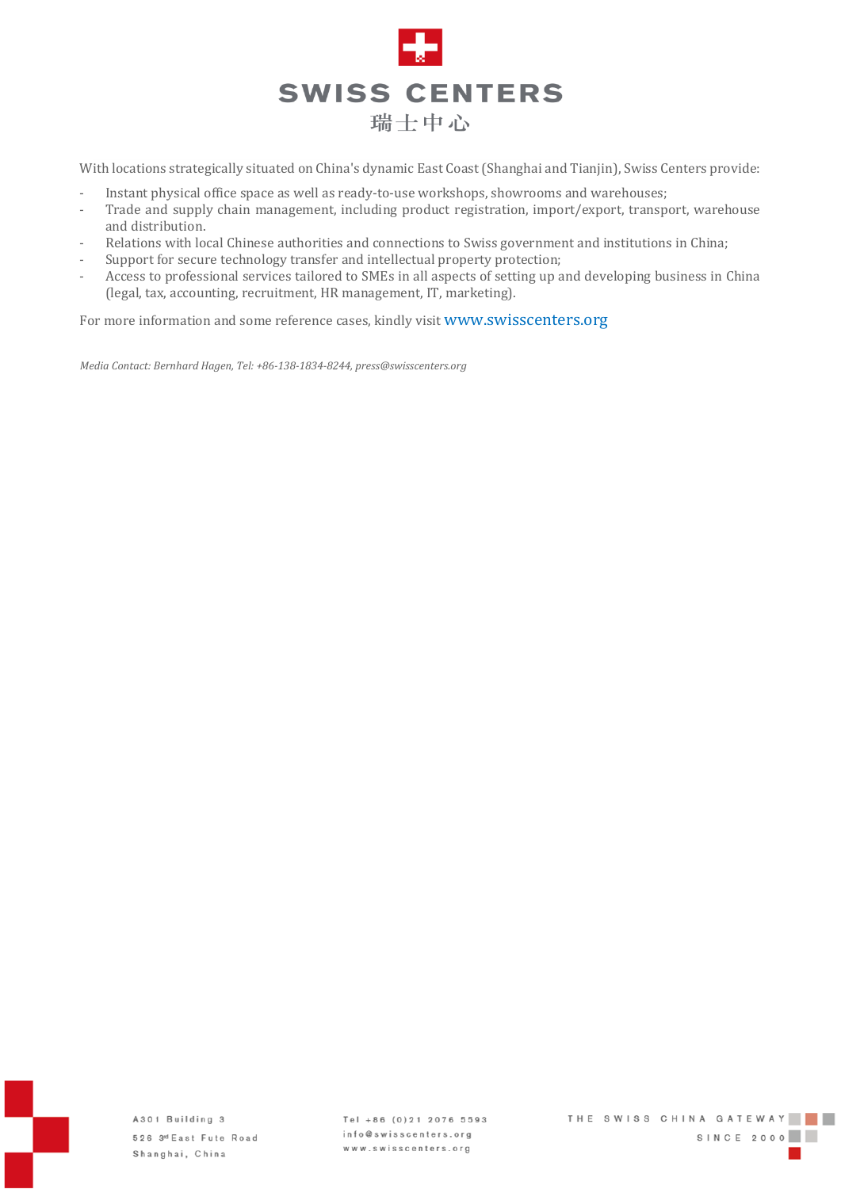With locations strategically situated on China's dynamic East Coast (Shanghai and Tianjin), Swiss Centers provide:

- Instant physical office space as well as ready-to-use workshops, showrooms and warehouses;
- Trade and supply chain management, including product registration, import/export, transport, warehouse and distribution.
- Relations with local Chinese authorities and connections to Swiss government and institutions in China;
- Support for secure technology transfer and intellectual property protection;
- Access to professional services tailored to SMEs in all aspects of setting up and developing business in China (legal, tax, accounting, recruitment, HR management, IT, marketing).

For more information and some reference cases, kindly visit www.swisscenters.org

*Media Contact: Bernhard Hagen, Tel: +86-138-1834-8244, press@swisscenters.org*